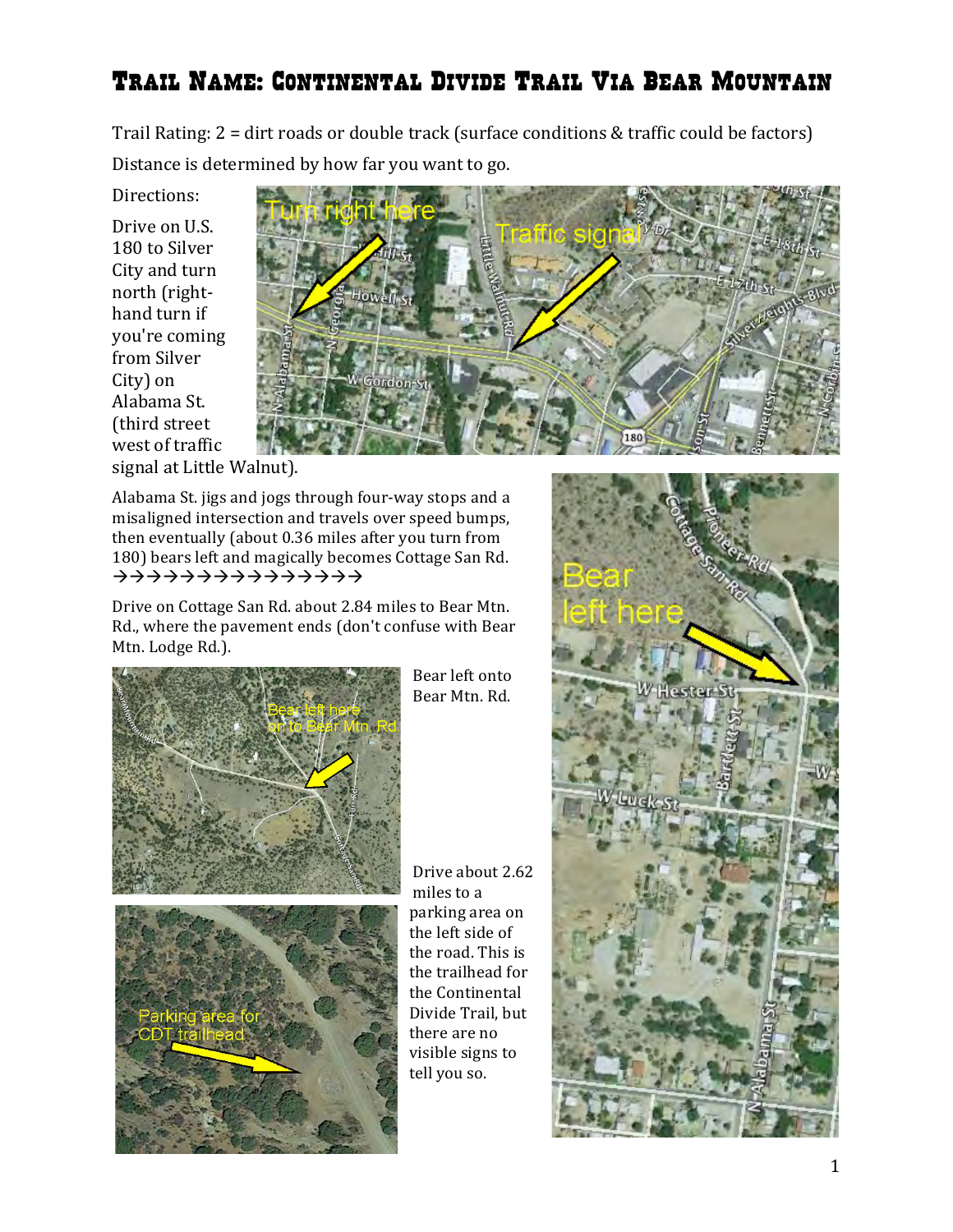# Trail Name: Continental Divide Trail Via Bear Mountain

Trail Rating: 2 = dirt roads or double track (surface conditions & traffic could be factors)

Distance is determined by how far you want to go.

Directions:

Drive on U.S. 180 to Silver City and turn north (right-hand turn if you're coming from Silver City) on Alabama St. (third street west of traffic signal at Little Walnut).

Alabama St. jigs and jogs through four-way stops and a misaligned intersection and travels over speed bumps, then eventually (about 0.36 miles after you turn from 180) bears left and magically becomes Cottage San Rd. →→→→→→→→→→→→→→→

Drive on Cottage San Rd. about 2.84 miles to Bear Mtn. Rd., where the pavement ends (don't confuse with Bear Mtn. Lodge Rd.).

Bear left onto Bear Mtn. Rd.

Drive about 2.62 miles to a parking area on the left side of the road. This is the trailhead for the Continental Divide Trail, but there are no visible signs to tell you so.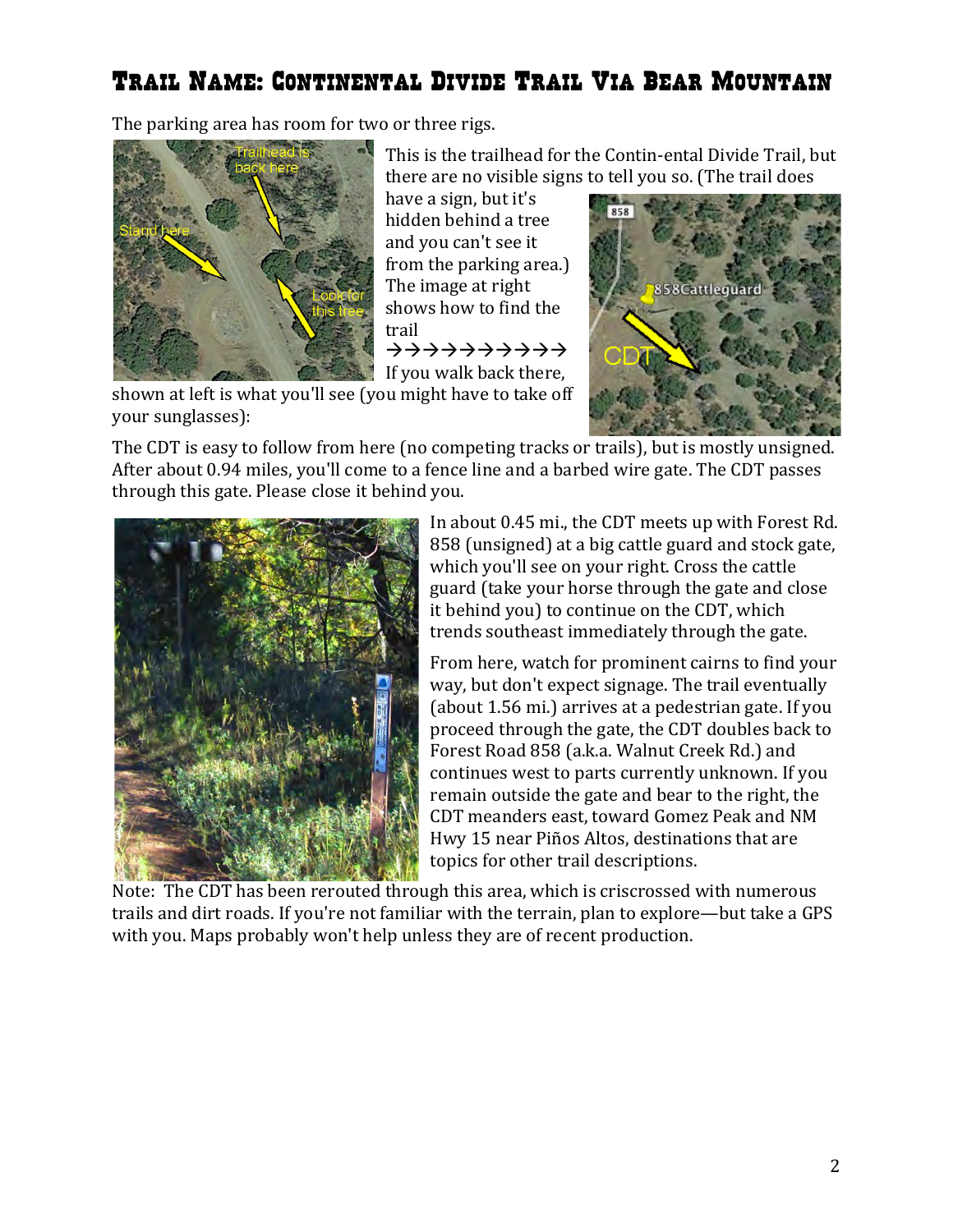## Trail Name: Continental Divide Trail Via Bear Mountain

The parking area has room for two or three rigs.

This is the trailhead for the Contin-ental Divide Trail, but there are no visible signs to tell you so. (The trail does have a sign, but it's hidden behind a tree and you can't see it from the parking area.) The image at right shows how to find the trail →→→→→→→→→→ If you walk back there, shown at left is what you'll see (you might have to take off your sunglasses):

The CDT is easy to follow from here (no competing tracks or trails), but is mostly unsigned. After about 0.94 miles, you'll come to a fence line and a barbed wire gate. The CDT passes through this gate. Please close it behind you.

In about 0.45 mi., the CDT meets up with Forest Rd. 858 (unsigned) at a big cattle guard and stock gate, which you'll see on your right. Cross the cattle guard (take your horse through the gate and close it behind you) to continue on the CDT, which trends southeast immediately through the gate.

From here, watch for prominent cairns to find your way, but don't expect signage. The trail eventually (about 1.56 mi.) arrives at a pedestrian gate. If you proceed through the gate, the CDT doubles back to Forest Road 858 (a.k.a. Walnut Creek Rd.) and continues west to parts currently unknown. If you remain outside the gate and bear to the right, the CDT meanders east, toward Gomez Peak and NM Hwy 15 near Piños Altos, destinations that are topics for other trail descriptions.

Note: The CDT has been rerouted through this area, which is criscrossed with numerous trails and dirt roads. If you're not familiar with the terrain, plan to explore—but take a GPS with you. Maps probably won't help unless they are of recent production.